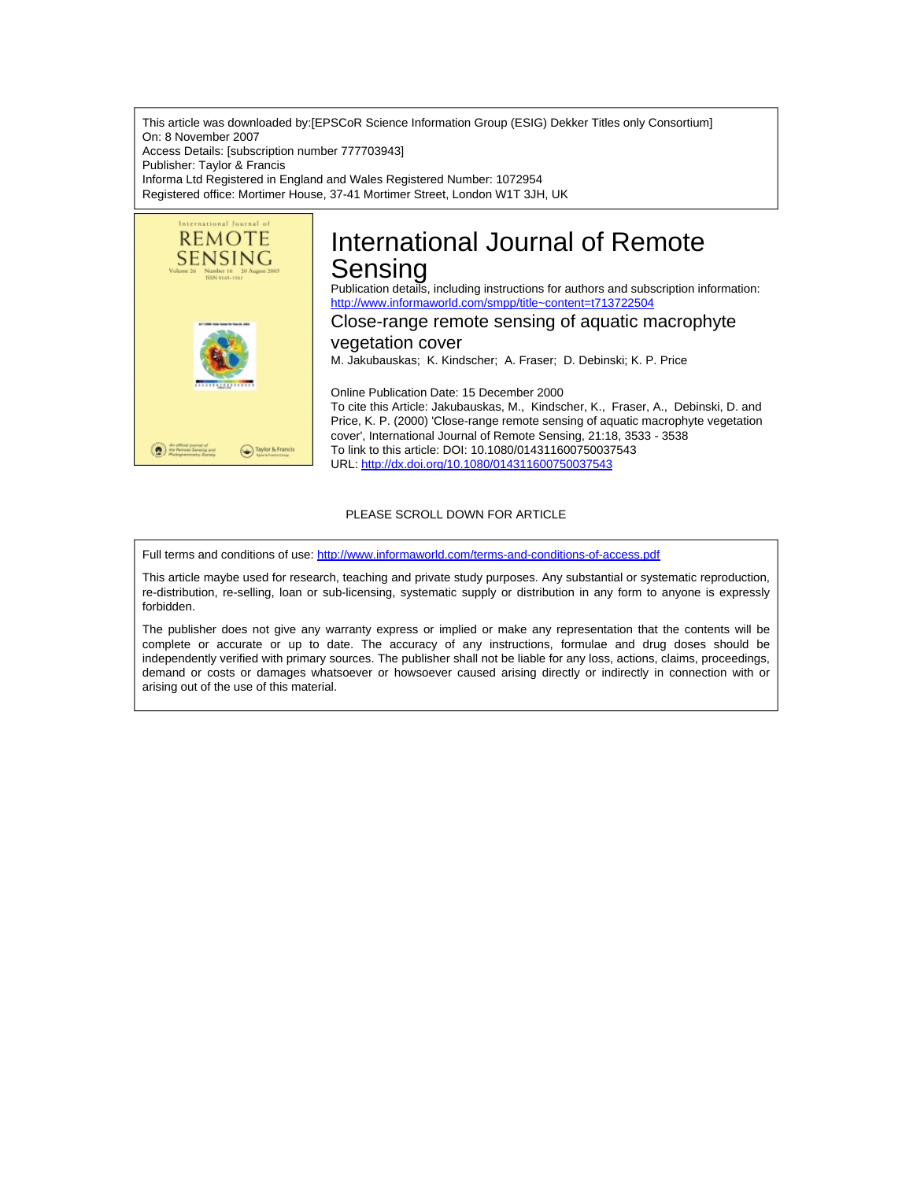This article was downloaded by:[EPSCoR Science Information Group (ESIG) Dekker Titles only Consortium]
On: 8 November 2007
Access Details: [subscription number 777703943]
Publisher: Taylor & Francis
Informa Ltd Registered in England and Wales Registered Number: 1072954
Registered office: Mortimer House, 37-41 Mortimer Street, London W1T 3JH, UK

# International Journal of Remote Sensing

Publication details, including instructions for authors and subscription information:
http://www.informaworld.com/smpp/title~content=t713722504

## Close-range remote sensing of aquatic macrophyte vegetation cover

M. Jakubauskas; K. Kindscher; A. Fraser; D. Debinski; K. P. Price

Online Publication Date: 15 December 2000

To cite this Article: Jakubauskas, M., Kindscher, K., Fraser, A., Debinski, D. and Price, K. P. (2000) 'Close-range remote sensing of aquatic macrophyte vegetation cover', International Journal of Remote Sensing, 21:18, 3533 - 3538

To link to this article: DOI: 10.1080/014311600750037543

URL: http://dx.doi.org/10.1080/014311600750037543

PLEASE SCROLL DOWN FOR ARTICLE

Full terms and conditions of use: http://www.informaworld.com/terms-and-conditions-of-access.pdf

This article maybe used for research, teaching and private study purposes. Any substantial or systematic reproduction, re-distribution, re-selling, loan or sub-licensing, systematic supply or distribution in any form to anyone is expressly forbidden.

The publisher does not give any warranty express or implied or make any representation that the contents will be complete or accurate or up to date. The accuracy of any instructions, formulae and drug doses should be independently verified with primary sources. The publisher shall not be liable for any loss, actions, claims, proceedings, demand or costs or damages whatsoever or howsoever caused arising directly or indirectly in connection with or arising out of the use of this material.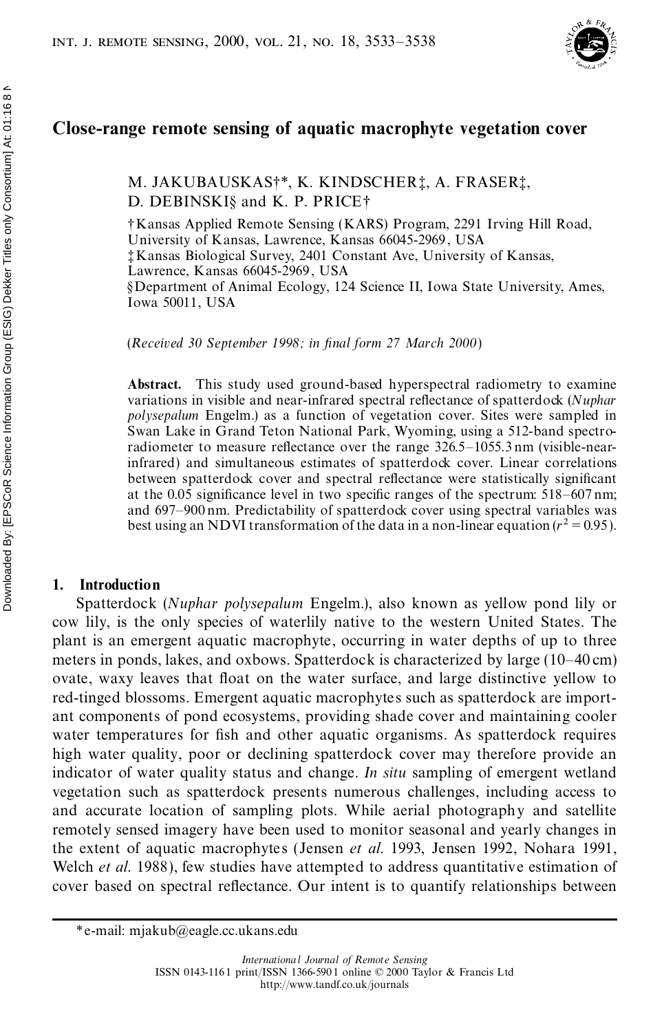# Close-range remote sensing of aquatic macrophyte vegetation cover

M. JAKUBAUSKAS†*, K. KINDSCHER‡, A. FRASER‡, D. DEBINSKI§ and K. P. PRICE†

†Kansas Applied Remote Sensing (KARS) Program, 2291 Irving Hill Road, University of Kansas, Lawrence, Kansas 66045-2969, USA

‡Kansas Biological Survey, 2401 Constant Ave, University of Kansas, Lawrence, Kansas 66045-2969, USA

§Department of Animal Ecology, 124 Science II, Iowa State University, Ames, Iowa 50011, USA

(*Received 30 September 1998; in final form 27 March 2000*)

**Abstract.** This study used ground-based hyperspectral radiometry to examine variations in visible and near-infrared spectral reflectance of spatterdock (*Nuphar polysepalum* Engelm.) as a function of vegetation cover. Sites were sampled in Swan Lake in Grand Teton National Park, Wyoming, using a 512-band spectroradiometer to measure reflectance over the range 326.5–1055.3 nm (visible-near-infrared) and simultaneous estimates of spatterdock cover. Linear correlations between spatterdock cover and spectral reflectance were statistically significant at the 0.05 significance level in two specific ranges of the spectrum: 518–607 nm; and 697–900 nm. Predictability of spatterdock cover using spectral variables was best using an NDVI transformation of the data in a non-linear equation ($r^2 = 0.95$).

## 1. Introduction

Spatterdock (*Nuphar polysepalum* Engelm.), also known as yellow pond lily or cow lily, is the only species of waterlily native to the western United States. The plant is an emergent aquatic macrophyte, occurring in water depths of up to three meters in ponds, lakes, and oxbows. Spatterdock is characterized by large (10–40 cm) ovate, waxy leaves that float on the water surface, and large distinctive yellow to red-tinged blossoms. Emergent aquatic macrophytes such as spatterdock are important components of pond ecosystems, providing shade cover and maintaining cooler water temperatures for fish and other aquatic organisms. As spatterdock requires high water quality, poor or declining spatterdock cover may therefore provide an indicator of water quality status and change. *In situ* sampling of emergent wetland vegetation such as spatterdock presents numerous challenges, including access to and accurate location of sampling plots. While aerial photography and satellite remotely sensed imagery have been used to monitor seasonal and yearly changes in the extent of aquatic macrophytes (Jensen *et al.* 1993, Jensen 1992, Nohara 1991, Welch *et al.* 1988), few studies have attempted to address quantitative estimation of cover based on spectral reflectance. Our intent is to quantify relationships between

*e-mail: mjakub@eagle.cc.ukans.edu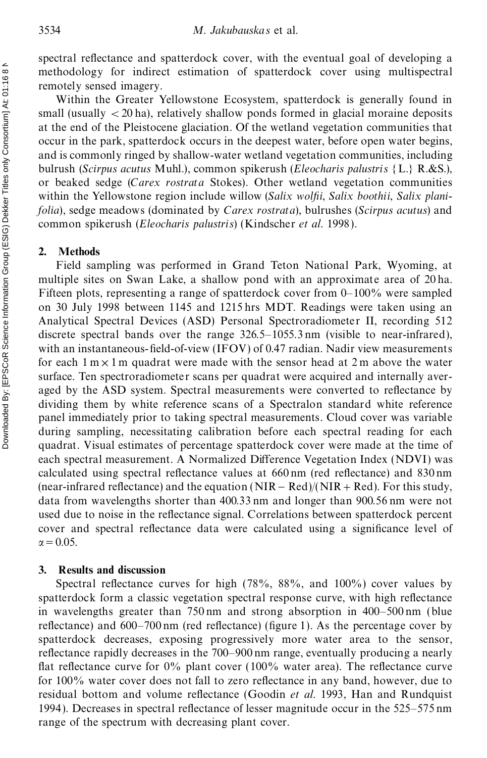spectral reflectance and spatterdock cover, with the eventual goal of developing a methodology for indirect estimation of spatterdock cover using multispectral remotely sensed imagery.

Within the Greater Yellowstone Ecosystem, spatterdock is generally found in small (usually < 20 ha), relatively shallow ponds formed in glacial moraine deposits at the end of the Pleistocene glaciation. Of the wetland vegetation communities that occur in the park, spatterdock occurs in the deepest water, before open water begins, and is commonly ringed by shallow-water wetland vegetation communities, including bulrush (*Scirpus acutus* Muhl.), common spikerush (*Eleocharis palustris* {L.} R.&S.), or beaked sedge (*Carex rostrata* Stokes). Other wetland vegetation communities within the Yellowstone region include willow (*Salix wolfii*, *Salix boothii*, *Salix planifolia*), sedge meadows (dominated by *Carex rostrata*), bulrushes (*Scirpus acutus*) and common spikerush (*Eleocharis palustris*) (Kindscher *et al.* 1998).

## 2. Methods

Field sampling was performed in Grand Teton National Park, Wyoming, at multiple sites on Swan Lake, a shallow pond with an approximate area of 20 ha. Fifteen plots, representing a range of spatterdock cover from 0–100% were sampled on 30 July 1998 between 1145 and 1215 hrs MDT. Readings were taken using an Analytical Spectral Devices (ASD) Personal Spectroradiometer II, recording 512 discrete spectral bands over the range 326.5–1055.3 nm (visible to near-infrared), with an instantaneous-field-of-view (IFOV) of 0.47 radian. Nadir view measurements for each 1 m × 1 m quadrat were made with the sensor head at 2 m above the water surface. Ten spectroradiometer scans per quadrat were acquired and internally averaged by the ASD system. Spectral measurements were converted to reflectance by dividing them by white reference scans of a Spectralon standard white reference panel immediately prior to taking spectral measurements. Cloud cover was variable during sampling, necessitating calibration before each spectral reading for each quadrat. Visual estimates of percentage spatterdock cover were made at the time of each spectral measurement. A Normalized Difference Vegetation Index (NDVI) was calculated using spectral reflectance values at 660 nm (red reflectance) and 830 nm (near-infrared reflectance) and the equation $(\mathrm{NIR} - \mathrm{Red})/(\mathrm{NIR} + \mathrm{Red})$. For this study, data from wavelengths shorter than 400.33 nm and longer than 900.56 nm were not used due to noise in the reflectance signal. Correlations between spatterdock percent cover and spectral reflectance data were calculated using a significance level of $\alpha = 0.05$.

## 3. Results and discussion

Spectral reflectance curves for high (78%, 88%, and 100%) cover values by spatterdock form a classic vegetation spectral response curve, with high reflectance in wavelengths greater than 750 nm and strong absorption in 400–500 nm (blue reflectance) and 600–700 nm (red reflectance) (figure 1). As the percentage cover by spatterdock decreases, exposing progressively more water area to the sensor, reflectance rapidly decreases in the 700–900 nm range, eventually producing a nearly flat reflectance curve for 0% plant cover (100% water area). The reflectance curve for 100% water cover does not fall to zero reflectance in any band, however, due to residual bottom and volume reflectance (Goodin *et al.* 1993, Han and Rundquist 1994). Decreases in spectral reflectance of lesser magnitude occur in the 525–575 nm range of the spectrum with decreasing plant cover.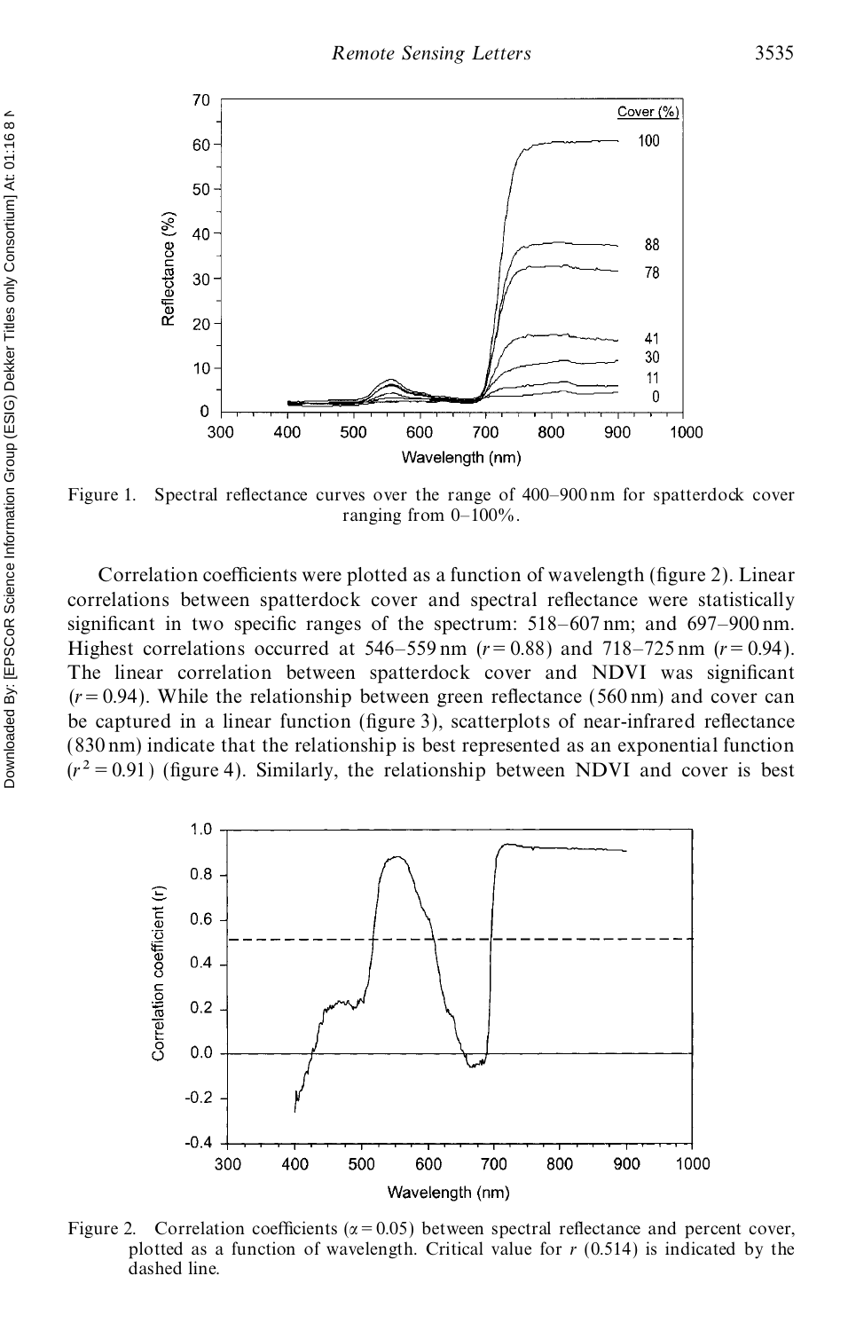Figure 1. Spectral reflectance curves over the range of 400–900 nm for spatterdock cover ranging from 0–100%.

Correlation coefficients were plotted as a function of wavelength (figure 2). Linear correlations between spatterdock cover and spectral reflectance were statistically significant in two specific ranges of the spectrum: 518–607 nm; and 697–900 nm. Highest correlations occurred at 546–559 nm ($r = 0.88$) and 718–725 nm ($r = 0.94$). The linear correlation between spatterdock cover and NDVI was significant ($r = 0.94$). While the relationship between green reflectance (560 nm) and cover can be captured in a linear function (figure 3), scatterplots of near-infrared reflectance (830 nm) indicate that the relationship is best represented as an exponential function ($r^2 = 0.91$) (figure 4). Similarly, the relationship between NDVI and cover is best

Figure 2. Correlation coefficients ($\alpha = 0.05$) between spectral reflectance and percent cover, plotted as a function of wavelength. Critical value for $r$ (0.514) is indicated by the dashed line.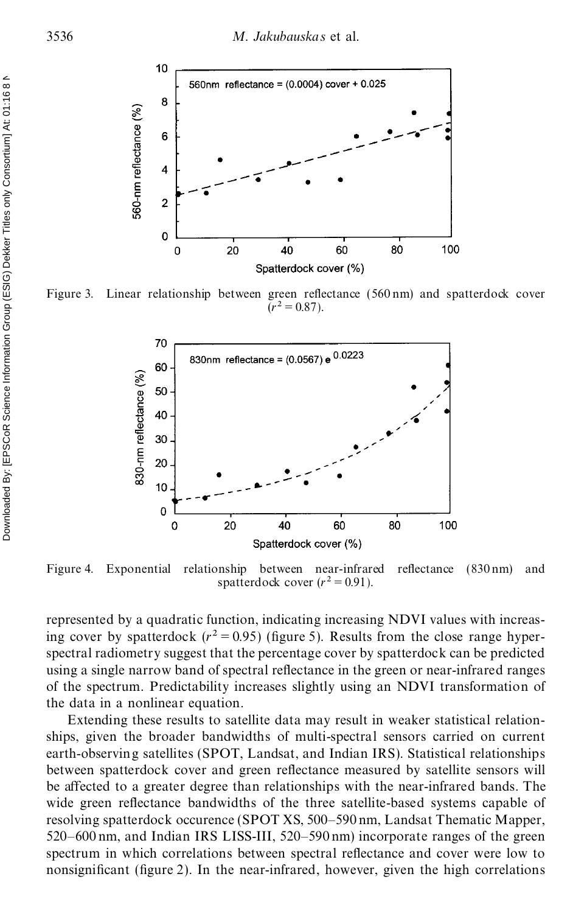Figure 3. Linear relationship between green reflectance (560 nm) and spatterdock cover ($r^2 = 0.87$).

Figure 4. Exponential relationship between near-infrared reflectance (830 nm) and spatterdock cover ($r^2 = 0.91$).

represented by a quadratic function, indicating increasing NDVI values with increasing cover by spatterdock ($r^2 = 0.95$) (figure 5). Results from the close range hyperspectral radiometry suggest that the percentage cover by spatterdock can be predicted using a single narrow band of spectral reflectance in the green or near-infrared ranges of the spectrum. Predictability increases slightly using an NDVI transformation of the data in a nonlinear equation.

Extending these results to satellite data may result in weaker statistical relationships, given the broader bandwidths of multi-spectral sensors carried on current earth-observing satellites (SPOT, Landsat, and Indian IRS). Statistical relationships between spatterdock cover and green reflectance measured by satellite sensors will be affected to a greater degree than relationships with the near-infrared bands. The wide green reflectance bandwidths of the three satellite-based systems capable of resolving spatterdock occurence (SPOT XS, 500–590 nm, Landsat Thematic Mapper, 520–600 nm, and Indian IRS LISS-III, 520–590 nm) incorporate ranges of the green spectrum in which correlations between spectral reflectance and cover were low to nonsignificant (figure 2). In the near-infrared, however, given the high correlations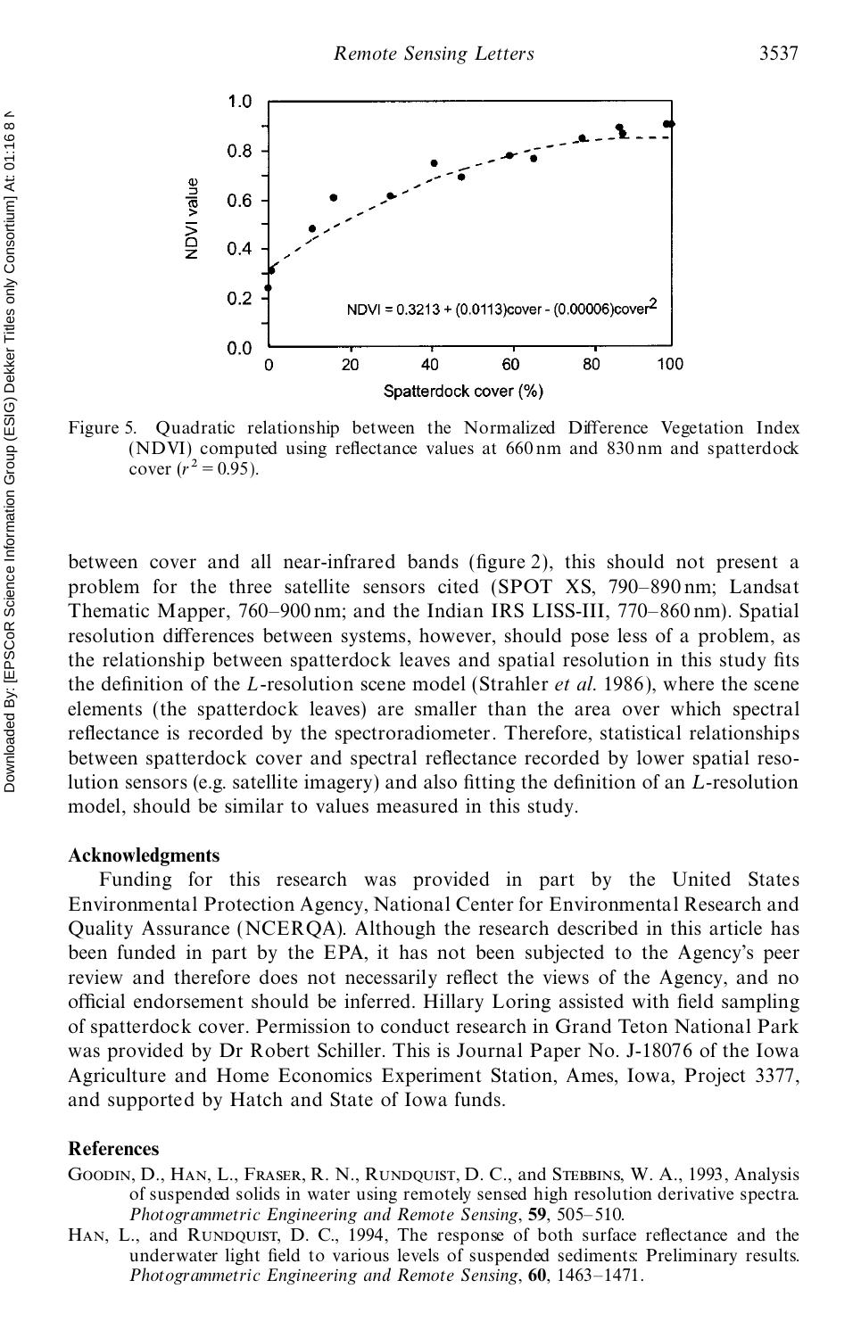Figure 5. Quadratic relationship between the Normalized Difference Vegetation Index (NDVI) computed using reflectance values at 660 nm and 830 nm and spatterdock cover ($r^2 = 0.95$).

between cover and all near-infrared bands (figure 2), this should not present a problem for the three satellite sensors cited (SPOT XS, 790–890 nm; Landsat Thematic Mapper, 760–900 nm; and the Indian IRS LISS-III, 770–860 nm). Spatial resolution differences between systems, however, should pose less of a problem, as the relationship between spatterdock leaves and spatial resolution in this study fits the definition of the *L*-resolution scene model (Strahler *et al.* 1986), where the scene elements (the spatterdock leaves) are smaller than the area over which spectral reflectance is recorded by the spectroradiometer. Therefore, statistical relationships between spatterdock cover and spectral reflectance recorded by lower spatial resolution sensors (e.g. satellite imagery) and also fitting the definition of an *L*-resolution model, should be similar to values measured in this study.

**Acknowledgments**

Funding for this research was provided in part by the United States Environmental Protection Agency, National Center for Environmental Research and Quality Assurance (NCERQA). Although the research described in this article has been funded in part by the EPA, it has not been subjected to the Agency's peer review and therefore does not necessarily reflect the views of the Agency, and no official endorsement should be inferred. Hillary Loring assisted with field sampling of spatterdock cover. Permission to conduct research in Grand Teton National Park was provided by Dr Robert Schiller. This is Journal Paper No. J-18076 of the Iowa Agriculture and Home Economics Experiment Station, Ames, Iowa, Project 3377, and supported by Hatch and State of Iowa funds.

**References**

Goodin, D., Han, L., Fraser, R. N., Rundquist, D. C., and Stebbins, W. A., 1993, Analysis of suspended solids in water using remotely sensed high resolution derivative spectra. *Photogrammetric Engineering and Remote Sensing*, **59**, 505–510.

Han, L., and Rundquist, D. C., 1994, The response of both surface reflectance and the underwater light field to various levels of suspended sediments: Preliminary results. *Photogrammetric Engineering and Remote Sensing*, **60**, 1463–1471.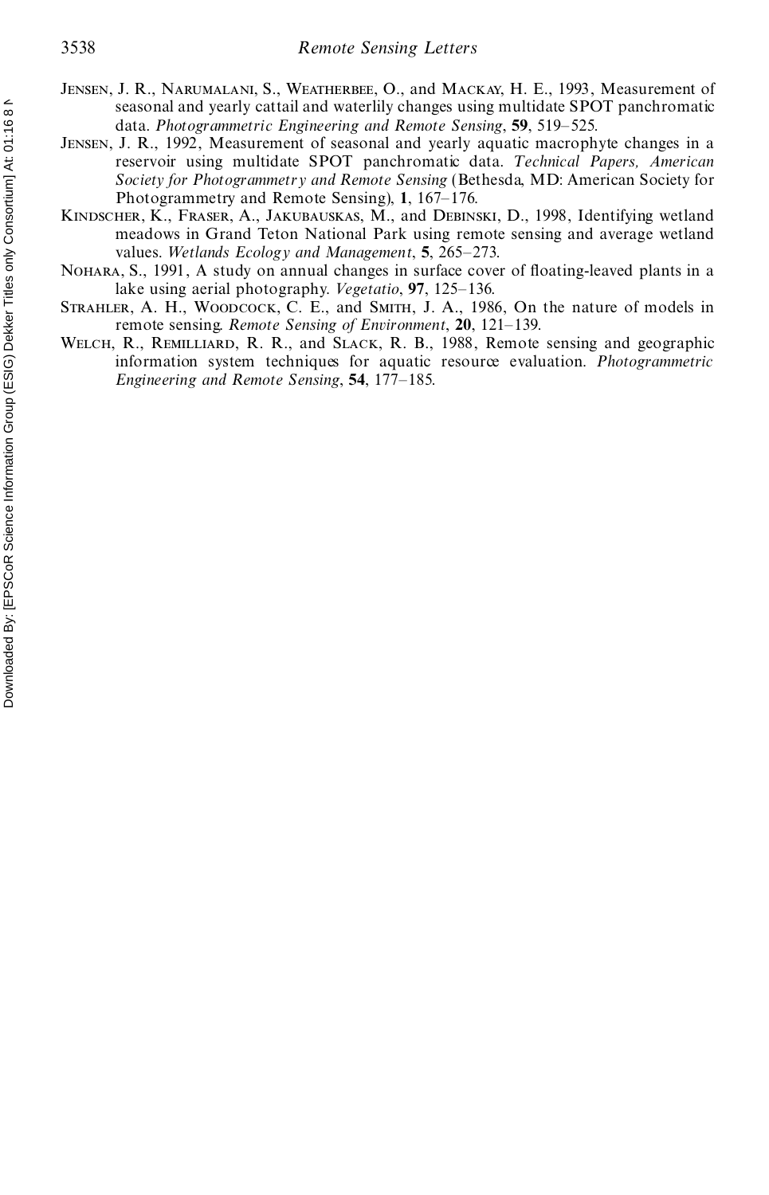Jensen, J. R., Narumalani, S., Weatherbee, O., and Mackay, H. E., 1993, Measurement of seasonal and yearly cattail and waterlily changes using multidate SPOT panchromatic data. *Photogrammetric Engineering and Remote Sensing*, **59**, 519–525.

Jensen, J. R., 1992, Measurement of seasonal and yearly aquatic macrophyte changes in a reservoir using multidate SPOT panchromatic data. *Technical Papers, American Society for Photogrammetry and Remote Sensing* (Bethesda, MD: American Society for Photogrammetry and Remote Sensing), **1**, 167–176.

Kindscher, K., Fraser, A., Jakubauskas, M., and Debinski, D., 1998, Identifying wetland meadows in Grand Teton National Park using remote sensing and average wetland values. *Wetlands Ecology and Management*, **5**, 265–273.

Nohara, S., 1991, A study on annual changes in surface cover of floating-leaved plants in a lake using aerial photography. *Vegetatio*, **97**, 125–136.

Strahler, A. H., Woodcock, C. E., and Smith, J. A., 1986, On the nature of models in remote sensing. *Remote Sensing of Environment*, **20**, 121–139.

Welch, R., Remilliard, R. R., and Slack, R. B., 1988, Remote sensing and geographic information system techniques for aquatic resource evaluation. *Photogrammetric Engineering and Remote Sensing*, **54**, 177–185.